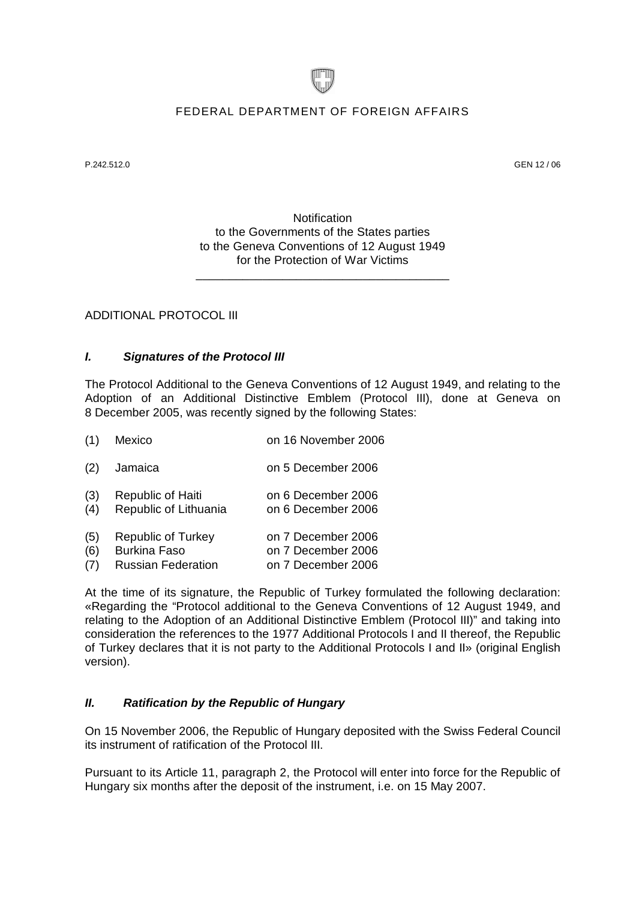FEDERAL DEPARTMENT OF FOREIGN AFFAIRS

P.242.512.0 GEN 12 / 06

Notification
to the Governments of the States parties
to the Geneva Conventions of 12 August 1949
for the Protection of War Victims

---

ADDITIONAL PROTOCOL III

## *I. Signatures of the Protocol III*

The Protocol Additional to the Geneva Conventions of 12 August 1949, and relating to the Adoption of an Additional Distinctive Emblem (Protocol III), done at Geneva on 8 December 2005, was recently signed by the following States:

| | | |
|---|---|---|
| (1) | Mexico | on 16 November 2006 |
| (2) | Jamaica | on 5 December 2006 |
| (3) | Republic of Haiti | on 6 December 2006 |
| (4) | Republic of Lithuania | on 6 December 2006 |
| (5) | Republic of Turkey | on 7 December 2006 |
| (6) | Burkina Faso | on 7 December 2006 |
| (7) | Russian Federation | on 7 December 2006 |

At the time of its signature, the Republic of Turkey formulated the following declaration: «Regarding the "Protocol additional to the Geneva Conventions of 12 August 1949, and relating to the Adoption of an Additional Distinctive Emblem (Protocol III)" and taking into consideration the references to the 1977 Additional Protocols I and II thereof, the Republic of Turkey declares that it is not party to the Additional Protocols I and II» (original English version).

## *II. Ratification by the Republic of Hungary*

On 15 November 2006, the Republic of Hungary deposited with the Swiss Federal Council its instrument of ratification of the Protocol III.

Pursuant to its Article 11, paragraph 2, the Protocol will enter into force for the Republic of Hungary six months after the deposit of the instrument, i.e. on 15 May 2007.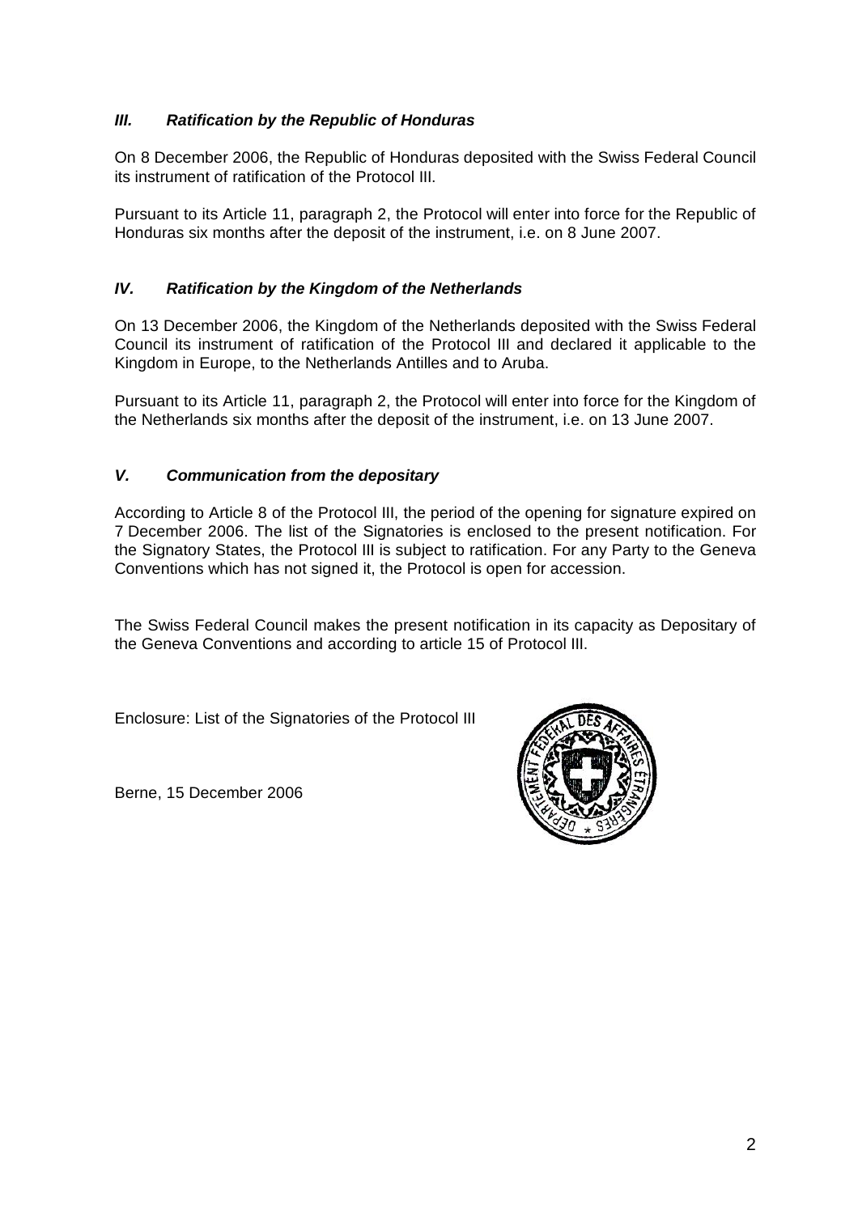### *III. Ratification by the Republic of Honduras*

On 8 December 2006, the Republic of Honduras deposited with the Swiss Federal Council its instrument of ratification of the Protocol III.

Pursuant to its Article 11, paragraph 2, the Protocol will enter into force for the Republic of Honduras six months after the deposit of the instrument, i.e. on 8 June 2007.

### *IV. Ratification by the Kingdom of the Netherlands*

On 13 December 2006, the Kingdom of the Netherlands deposited with the Swiss Federal Council its instrument of ratification of the Protocol III and declared it applicable to the Kingdom in Europe, to the Netherlands Antilles and to Aruba.

Pursuant to its Article 11, paragraph 2, the Protocol will enter into force for the Kingdom of the Netherlands six months after the deposit of the instrument, i.e. on 13 June 2007.

### *V. Communication from the depositary*

According to Article 8 of the Protocol III, the period of the opening for signature expired on 7 December 2006. The list of the Signatories is enclosed to the present notification. For the Signatory States, the Protocol III is subject to ratification. For any Party to the Geneva Conventions which has not signed it, the Protocol is open for accession.

The Swiss Federal Council makes the present notification in its capacity as Depositary of the Geneva Conventions and according to article 15 of Protocol III.

Enclosure: List of the Signatories of the Protocol III

Berne, 15 December 2006